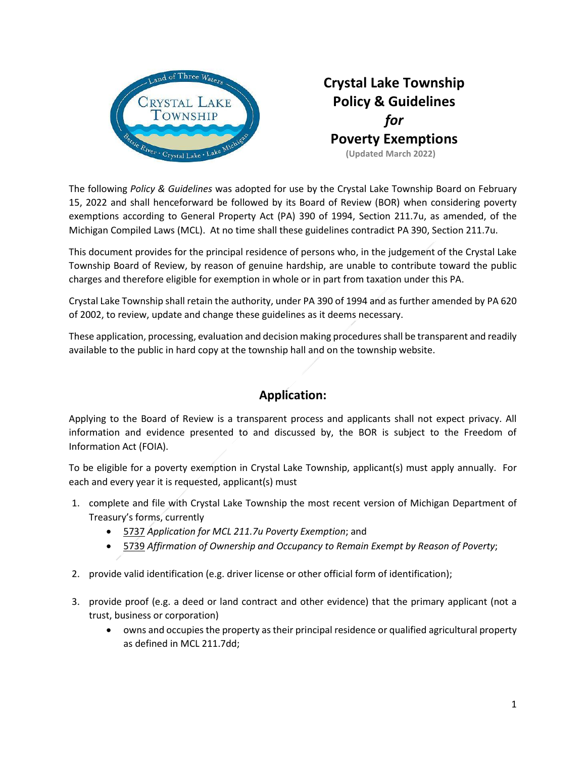# Crystal Lake Township Policy & Guidelines *for* Poverty Exemptions

**(Updated March 2022)**

The following *Policy & Guidelines* was adopted for use by the Crystal Lake Township Board on February 15, 2022 and shall henceforward be followed by its Board of Review (BOR) when considering poverty exemptions according to General Property Act (PA) 390 of 1994, Section 211.7u, as amended, of the Michigan Compiled Laws (MCL). At no time shall these guidelines contradict PA 390, Section 211.7u.

This document provides for the principal residence of persons who, in the judgement of the Crystal Lake Township Board of Review, by reason of genuine hardship, are unable to contribute toward the public charges and therefore eligible for exemption in whole or in part from taxation under this PA.

Crystal Lake Township shall retain the authority, under PA 390 of 1994 and as further amended by PA 620 of 2002, to review, update and change these guidelines as it deems necessary.

These application, processing, evaluation and decision making procedures shall be transparent and readily available to the public in hard copy at the township hall and on the township website.

## Application:

Applying to the Board of Review is a transparent process and applicants shall not expect privacy. All information and evidence presented to and discussed by, the BOR is subject to the Freedom of Information Act (FOIA).

To be eligible for a poverty exemption in Crystal Lake Township, applicant(s) must apply annually. For each and every year it is requested, applicant(s) must

1. complete and file with Crystal Lake Township the most recent version of Michigan Department of Treasury's forms, currently
   - 5737 *Application for MCL 211.7u Poverty Exemption*; and
   - 5739 *Affirmation of Ownership and Occupancy to Remain Exempt by Reason of Poverty*;
2. provide valid identification (e.g. driver license or other official form of identification);
3. provide proof (e.g. a deed or land contract and other evidence) that the primary applicant (not a trust, business or corporation)
   - owns and occupies the property as their principal residence or qualified agricultural property as defined in MCL 211.7dd;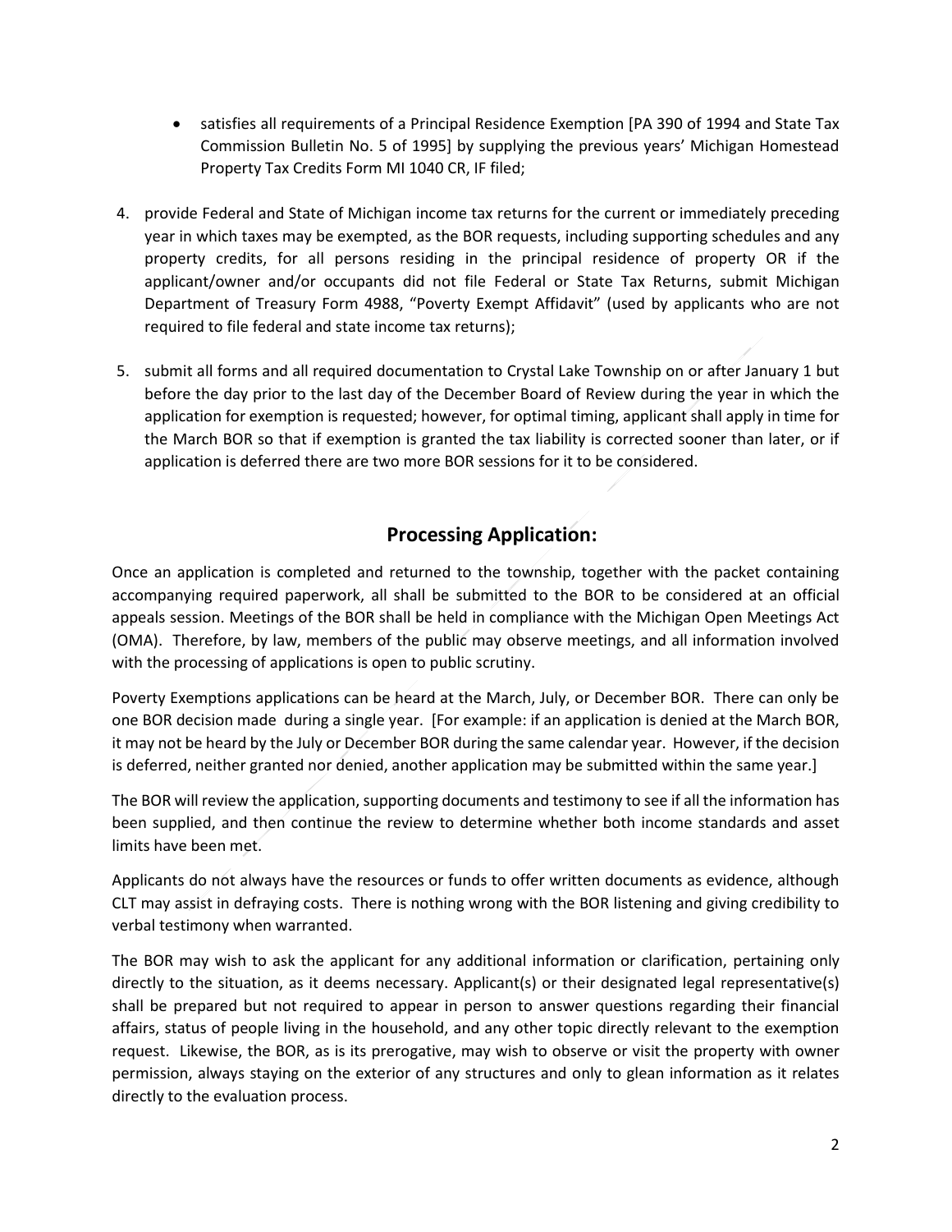- satisfies all requirements of a Principal Residence Exemption [PA 390 of 1994 and State Tax Commission Bulletin No. 5 of 1995] by supplying the previous years' Michigan Homestead Property Tax Credits Form MI 1040 CR, IF filed;

4. provide Federal and State of Michigan income tax returns for the current or immediately preceding year in which taxes may be exempted, as the BOR requests, including supporting schedules and any property credits, for all persons residing in the principal residence of property OR if the applicant/owner and/or occupants did not file Federal or State Tax Returns, submit Michigan Department of Treasury Form 4988, "Poverty Exempt Affidavit" (used by applicants who are not required to file federal and state income tax returns);

5. submit all forms and all required documentation to Crystal Lake Township on or after January 1 but before the day prior to the last day of the December Board of Review during the year in which the application for exemption is requested; however, for optimal timing, applicant shall apply in time for the March BOR so that if exemption is granted the tax liability is corrected sooner than later, or if application is deferred there are two more BOR sessions for it to be considered.

## Processing Application:

Once an application is completed and returned to the township, together with the packet containing accompanying required paperwork, all shall be submitted to the BOR to be considered at an official appeals session. Meetings of the BOR shall be held in compliance with the Michigan Open Meetings Act (OMA). Therefore, by law, members of the public may observe meetings, and all information involved with the processing of applications is open to public scrutiny.

Poverty Exemptions applications can be heard at the March, July, or December BOR. There can only be one BOR decision made during a single year. [For example: if an application is denied at the March BOR, it may not be heard by the July or December BOR during the same calendar year. However, if the decision is deferred, neither granted nor denied, another application may be submitted within the same year.]

The BOR will review the application, supporting documents and testimony to see if all the information has been supplied, and then continue the review to determine whether both income standards and asset limits have been met.

Applicants do not always have the resources or funds to offer written documents as evidence, although CLT may assist in defraying costs. There is nothing wrong with the BOR listening and giving credibility to verbal testimony when warranted.

The BOR may wish to ask the applicant for any additional information or clarification, pertaining only directly to the situation, as it deems necessary. Applicant(s) or their designated legal representative(s) shall be prepared but not required to appear in person to answer questions regarding their financial affairs, status of people living in the household, and any other topic directly relevant to the exemption request. Likewise, the BOR, as is its prerogative, may wish to observe or visit the property with owner permission, always staying on the exterior of any structures and only to glean information as it relates directly to the evaluation process.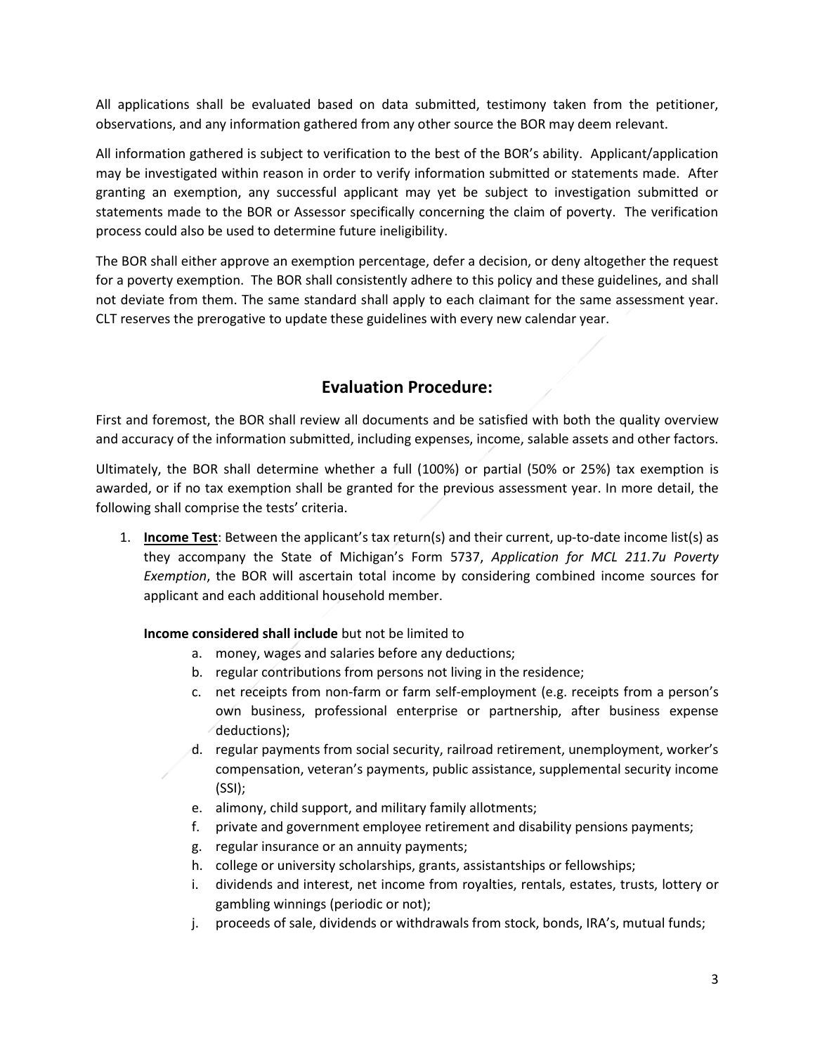All applications shall be evaluated based on data submitted, testimony taken from the petitioner, observations, and any information gathered from any other source the BOR may deem relevant.

All information gathered is subject to verification to the best of the BOR's ability. Applicant/application may be investigated within reason in order to verify information submitted or statements made. After granting an exemption, any successful applicant may yet be subject to investigation submitted or statements made to the BOR or Assessor specifically concerning the claim of poverty. The verification process could also be used to determine future ineligibility.

The BOR shall either approve an exemption percentage, defer a decision, or deny altogether the request for a poverty exemption. The BOR shall consistently adhere to this policy and these guidelines, and shall not deviate from them. The same standard shall apply to each claimant for the same assessment year. CLT reserves the prerogative to update these guidelines with every new calendar year.

## Evaluation Procedure:

First and foremost, the BOR shall review all documents and be satisfied with both the quality overview and accuracy of the information submitted, including expenses, income, salable assets and other factors.

Ultimately, the BOR shall determine whether a full (100%) or partial (50% or 25%) tax exemption is awarded, or if no tax exemption shall be granted for the previous assessment year. In more detail, the following shall comprise the tests' criteria.

1. **Income Test**: Between the applicant's tax return(s) and their current, up-to-date income list(s) as they accompany the State of Michigan's Form 5737, *Application for MCL 211.7u Poverty Exemption*, the BOR will ascertain total income by considering combined income sources for applicant and each additional household member.

   **Income considered shall include** but not be limited to

   a. money, wages and salaries before any deductions;
   b. regular contributions from persons not living in the residence;
   c. net receipts from non-farm or farm self-employment (e.g. receipts from a person's own business, professional enterprise or partnership, after business expense deductions);
   d. regular payments from social security, railroad retirement, unemployment, worker's compensation, veteran's payments, public assistance, supplemental security income (SSI);
   e. alimony, child support, and military family allotments;
   f. private and government employee retirement and disability pensions payments;
   g. regular insurance or an annuity payments;
   h. college or university scholarships, grants, assistantships or fellowships;
   i. dividends and interest, net income from royalties, rentals, estates, trusts, lottery or gambling winnings (periodic or not);
   j. proceeds of sale, dividends or withdrawals from stock, bonds, IRA's, mutual funds;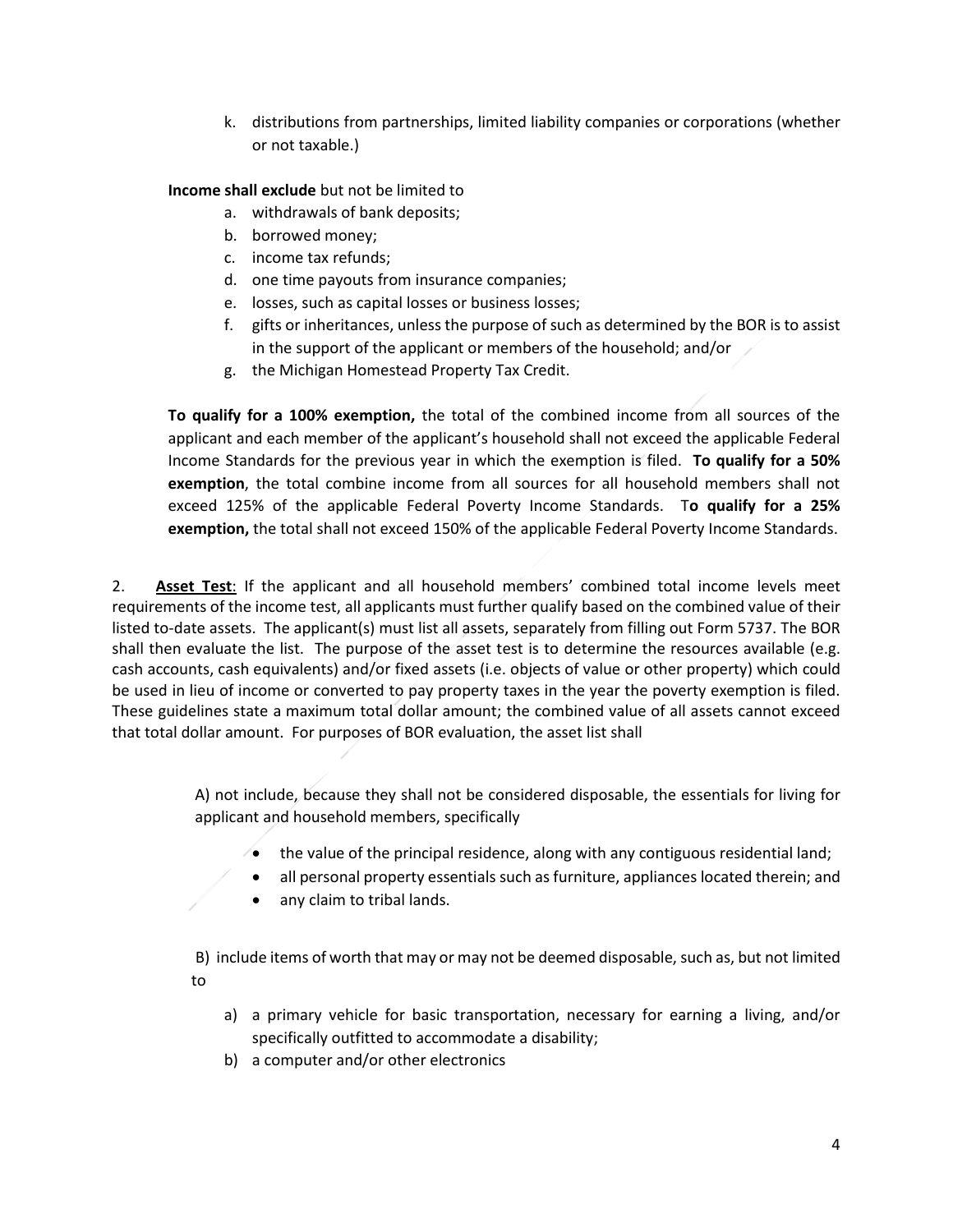k. distributions from partnerships, limited liability companies or corporations (whether or not taxable.)

**Income shall exclude** but not be limited to

a. withdrawals of bank deposits;
b. borrowed money;
c. income tax refunds;
d. one time payouts from insurance companies;
e. losses, such as capital losses or business losses;
f. gifts or inheritances, unless the purpose of such as determined by the BOR is to assist in the support of the applicant or members of the household; and/or
g. the Michigan Homestead Property Tax Credit.

**To qualify for a 100% exemption,** the total of the combined income from all sources of the applicant and each member of the applicant's household shall not exceed the applicable Federal Income Standards for the previous year in which the exemption is filed. **To qualify for a 50% exemption**, the total combine income from all sources for all household members shall not exceed 125% of the applicable Federal Poverty Income Standards. T**o qualify for a 25% exemption,** the total shall not exceed 150% of the applicable Federal Poverty Income Standards.

2. **Asset Test**: If the applicant and all household members' combined total income levels meet requirements of the income test, all applicants must further qualify based on the combined value of their listed to-date assets. The applicant(s) must list all assets, separately from filling out Form 5737. The BOR shall then evaluate the list. The purpose of the asset test is to determine the resources available (e.g. cash accounts, cash equivalents) and/or fixed assets (i.e. objects of value or other property) which could be used in lieu of income or converted to pay property taxes in the year the poverty exemption is filed. These guidelines state a maximum total dollar amount; the combined value of all assets cannot exceed that total dollar amount. For purposes of BOR evaluation, the asset list shall

A) not include, because they shall not be considered disposable, the essentials for living for applicant and household members, specifically

- the value of the principal residence, along with any contiguous residential land;
- all personal property essentials such as furniture, appliances located therein; and
- any claim to tribal lands.

B) include items of worth that may or may not be deemed disposable, such as, but not limited to

a) a primary vehicle for basic transportation, necessary for earning a living, and/or specifically outfitted to accommodate a disability;
b) a computer and/or other electronics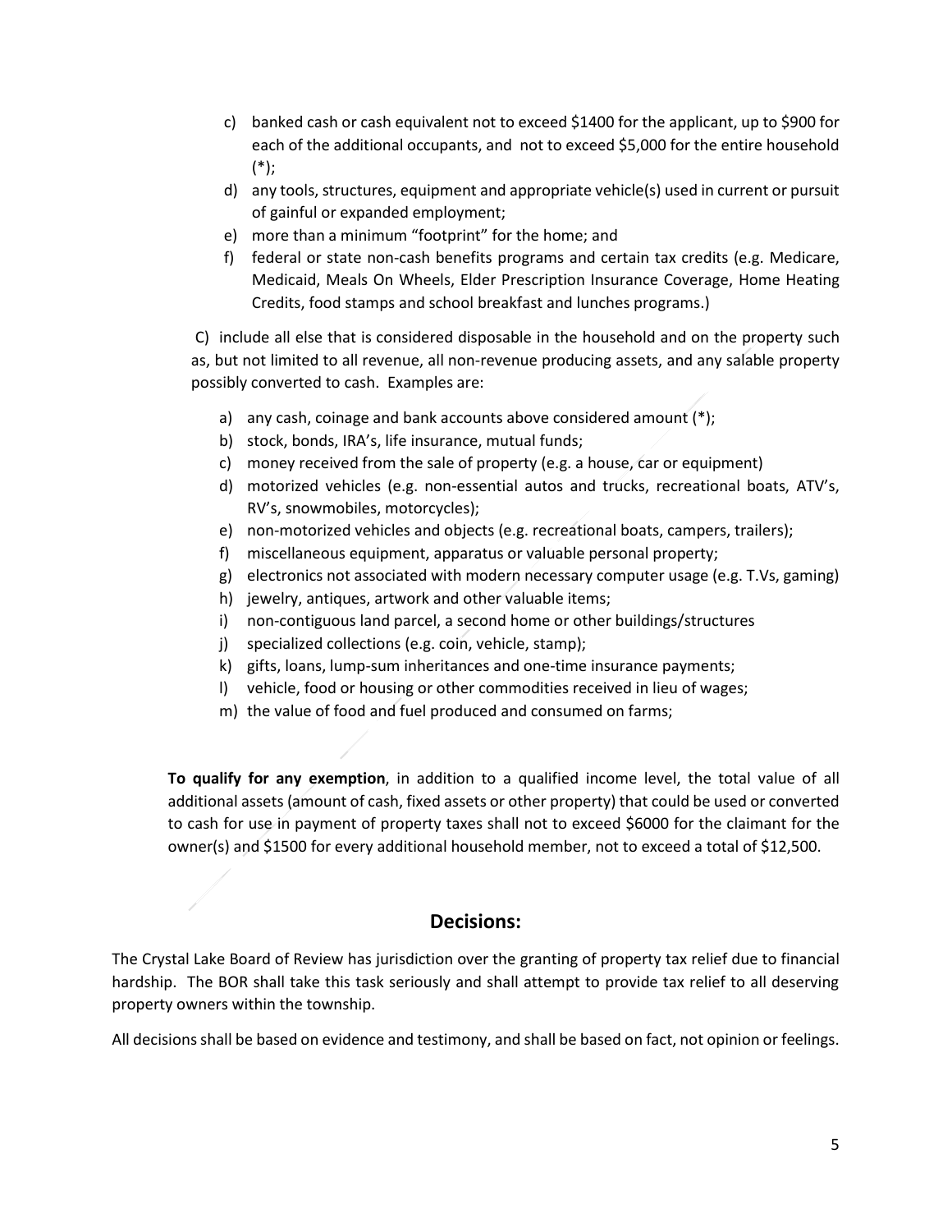c) banked cash or cash equivalent not to exceed $1400 for the applicant, up to $900 for each of the additional occupants, and not to exceed $5,000 for the entire household (*);
d) any tools, structures, equipment and appropriate vehicle(s) used in current or pursuit of gainful or expanded employment;
e) more than a minimum "footprint" for the home; and
f) federal or state non-cash benefits programs and certain tax credits (e.g. Medicare, Medicaid, Meals On Wheels, Elder Prescription Insurance Coverage, Home Heating Credits, food stamps and school breakfast and lunches programs.)

C) include all else that is considered disposable in the household and on the property such as, but not limited to all revenue, all non-revenue producing assets, and any salable property possibly converted to cash. Examples are:

a) any cash, coinage and bank accounts above considered amount (*);
b) stock, bonds, IRA's, life insurance, mutual funds;
c) money received from the sale of property (e.g. a house, car or equipment)
d) motorized vehicles (e.g. non-essential autos and trucks, recreational boats, ATV's, RV's, snowmobiles, motorcycles);
e) non-motorized vehicles and objects (e.g. recreational boats, campers, trailers);
f) miscellaneous equipment, apparatus or valuable personal property;
g) electronics not associated with modern necessary computer usage (e.g. T.Vs, gaming)
h) jewelry, antiques, artwork and other valuable items;
i) non-contiguous land parcel, a second home or other buildings/structures
j) specialized collections (e.g. coin, vehicle, stamp);
k) gifts, loans, lump-sum inheritances and one-time insurance payments;
l) vehicle, food or housing or other commodities received in lieu of wages;
m) the value of food and fuel produced and consumed on farms;

**To qualify for any exemption**, in addition to a qualified income level, the total value of all additional assets (amount of cash, fixed assets or other property) that could be used or converted to cash for use in payment of property taxes shall not to exceed $6000 for the claimant for the owner(s) and $1500 for every additional household member, not to exceed a total of $12,500.

## Decisions:

The Crystal Lake Board of Review has jurisdiction over the granting of property tax relief due to financial hardship. The BOR shall take this task seriously and shall attempt to provide tax relief to all deserving property owners within the township.

All decisions shall be based on evidence and testimony, and shall be based on fact, not opinion or feelings.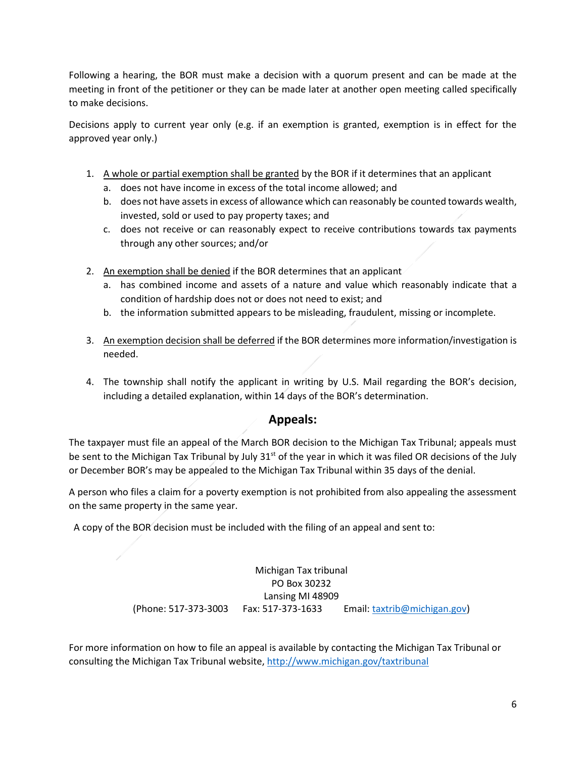Following a hearing, the BOR must make a decision with a quorum present and can be made at the meeting in front of the petitioner or they can be made later at another open meeting called specifically to make decisions.

Decisions apply to current year only (e.g. if an exemption is granted, exemption is in effect for the approved year only.)

1. A whole or partial exemption shall be granted by the BOR if it determines that an applicant
   a. does not have income in excess of the total income allowed; and
   b. does not have assets in excess of allowance which can reasonably be counted towards wealth, invested, sold or used to pay property taxes; and
   c. does not receive or can reasonably expect to receive contributions towards tax payments through any other sources; and/or

2. An exemption shall be denied if the BOR determines that an applicant
   a. has combined income and assets of a nature and value which reasonably indicate that a condition of hardship does not or does not need to exist; and
   b. the information submitted appears to be misleading, fraudulent, missing or incomplete.

3. An exemption decision shall be deferred if the BOR determines more information/investigation is needed.

4. The township shall notify the applicant in writing by U.S. Mail regarding the BOR's decision, including a detailed explanation, within 14 days of the BOR's determination.

## Appeals:

The taxpayer must file an appeal of the March BOR decision to the Michigan Tax Tribunal; appeals must be sent to the Michigan Tax Tribunal by July 31st of the year in which it was filed OR decisions of the July or December BOR's may be appealed to the Michigan Tax Tribunal within 35 days of the denial.

A person who files a claim for a poverty exemption is not prohibited from also appealing the assessment on the same property in the same year.

A copy of the BOR decision must be included with the filing of an appeal and sent to:

Michigan Tax tribunal
PO Box 30232
Lansing MI 48909
(Phone: 517-373-3003 Fax: 517-373-1633 Email: taxtrib@michigan.gov)

For more information on how to file an appeal is available by contacting the Michigan Tax Tribunal or consulting the Michigan Tax Tribunal website, http://www.michigan.gov/taxtribunal